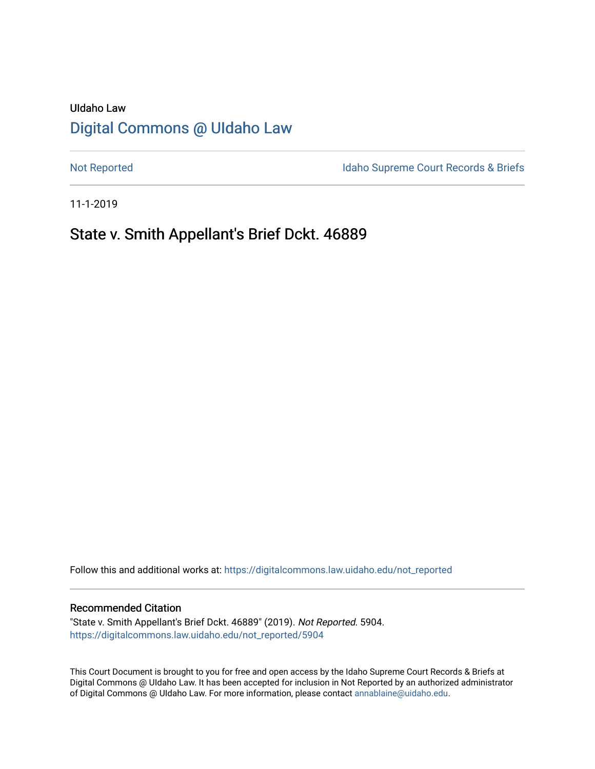UIdaho Law

# Digital Commons @ UIdaho Law

Not Reported

Idaho Supreme Court Records & Briefs

11-1-2019

## State v. Smith Appellant's Brief Dckt. 46889

Follow this and additional works at: https://digitalcommons.law.uidaho.edu/not_reported

### Recommended Citation

"State v. Smith Appellant's Brief Dckt. 46889" (2019). *Not Reported*. 5904.
https://digitalcommons.law.uidaho.edu/not_reported/5904

This Court Document is brought to you for free and open access by the Idaho Supreme Court Records & Briefs at Digital Commons @ UIdaho Law. It has been accepted for inclusion in Not Reported by an authorized administrator of Digital Commons @ UIdaho Law. For more information, please contact annablaine@uidaho.edu.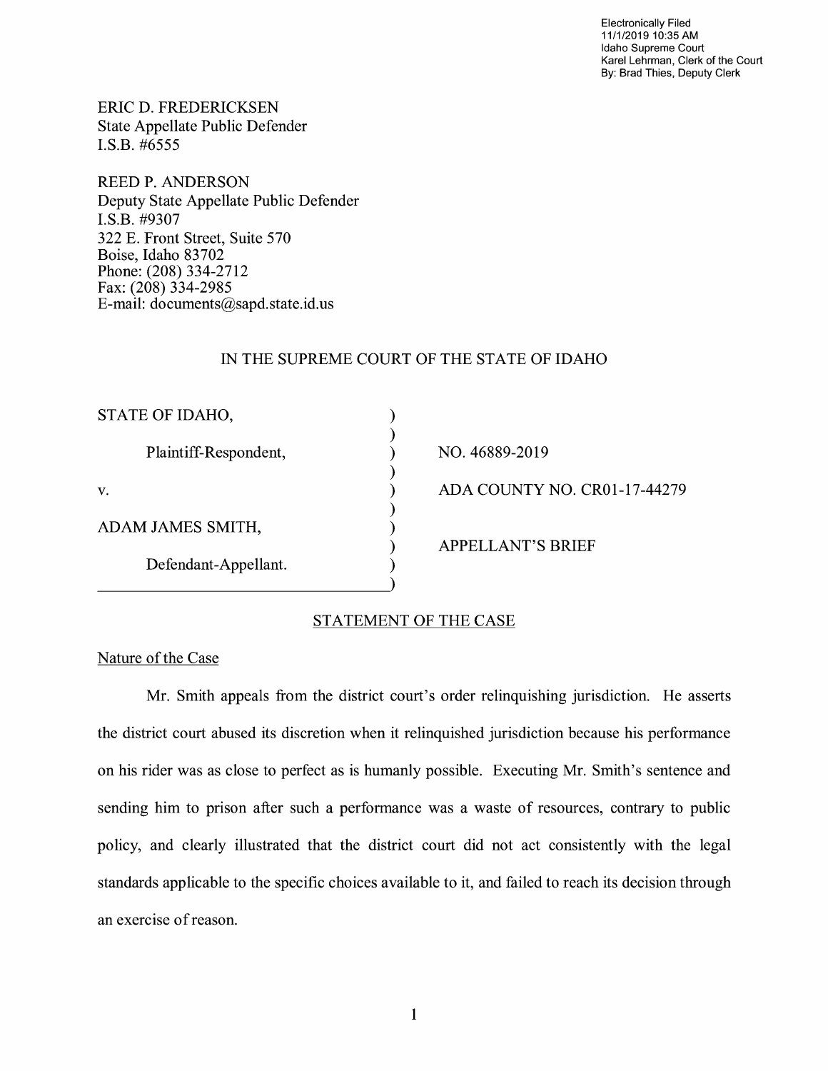Electronically Filed
11/1/2019 10:35 AM
Idaho Supreme Court
Karel Lehrman, Clerk of the Court
By: Brad Thies, Deputy Clerk

ERIC D. FREDERICKSEN
State Appellate Public Defender
I.S.B. #6555

REED P. ANDERSON
Deputy State Appellate Public Defender
I.S.B. #9307
322 E. Front Street, Suite 570
Boise, Idaho 83702
Phone: (208) 334-2712
Fax: (208) 334-2985
E-mail: documents@sapd.state.id.us

IN THE SUPREME COURT OF THE STATE OF IDAHO

| | | |
|---|---|---|
| STATE OF IDAHO, | ) | |
| | ) | |
| Plaintiff-Respondent, | ) | NO. 46889-2019 |
| | ) | |
| v. | ) | ADA COUNTY NO. CR01-17-44279 |
| | ) | |
| ADAM JAMES SMITH, | ) | |
| | ) | APPELLANT'S BRIEF |
| Defendant-Appellant. | ) | |

## STATEMENT OF THE CASE

### Nature of the Case

Mr. Smith appeals from the district court's order relinquishing jurisdiction. He asserts the district court abused its discretion when it relinquished jurisdiction because his performance on his rider was as close to perfect as is humanly possible. Executing Mr. Smith's sentence and sending him to prison after such a performance was a waste of resources, contrary to public policy, and clearly illustrated that the district court did not act consistently with the legal standards applicable to the specific choices available to it, and failed to reach its decision through an exercise of reason.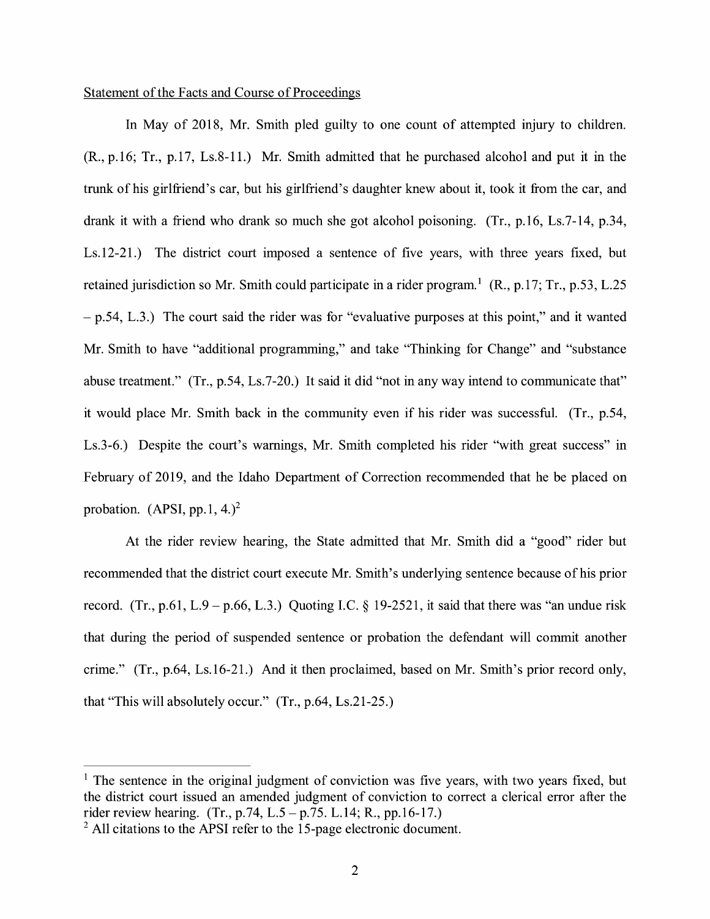Statement of the Facts and Course of Proceedings

In May of 2018, Mr. Smith pled guilty to one count of attempted injury to children. (R., p.16; Tr., p.17, Ls.8-11.) Mr. Smith admitted that he purchased alcohol and put it in the trunk of his girlfriend's car, but his girlfriend's daughter knew about it, took it from the car, and drank it with a friend who drank so much she got alcohol poisoning. (Tr., p.16, Ls.7-14, p.34, Ls.12-21.) The district court imposed a sentence of five years, with three years fixed, but retained jurisdiction so Mr. Smith could participate in a rider program.[1] (R., p.17; Tr., p.53, L.25 – p.54, L.3.) The court said the rider was for "evaluative purposes at this point," and it wanted Mr. Smith to have "additional programming," and take "Thinking for Change" and "substance abuse treatment." (Tr., p.54, Ls.7-20.) It said it did "not in any way intend to communicate that" it would place Mr. Smith back in the community even if his rider was successful. (Tr., p.54, Ls.3-6.) Despite the court's warnings, Mr. Smith completed his rider "with great success" in February of 2019, and the Idaho Department of Correction recommended that he be placed on probation. (APSI, pp.1, 4.)[2]

At the rider review hearing, the State admitted that Mr. Smith did a "good" rider but recommended that the district court execute Mr. Smith's underlying sentence because of his prior record. (Tr., p.61, L.9 – p.66, L.3.) Quoting I.C. § 19-2521, it said that there was "an undue risk that during the period of suspended sentence or probation the defendant will commit another crime." (Tr., p.64, Ls.16-21.) And it then proclaimed, based on Mr. Smith's prior record only, that "This will absolutely occur." (Tr., p.64, Ls.21-25.)

---

[1] The sentence in the original judgment of conviction was five years, with two years fixed, but the district court issued an amended judgment of conviction to correct a clerical error after the rider review hearing. (Tr., p.74, L.5 – p.75. L.14; R., pp.16-17.)

[2] All citations to the APSI refer to the 15-page electronic document.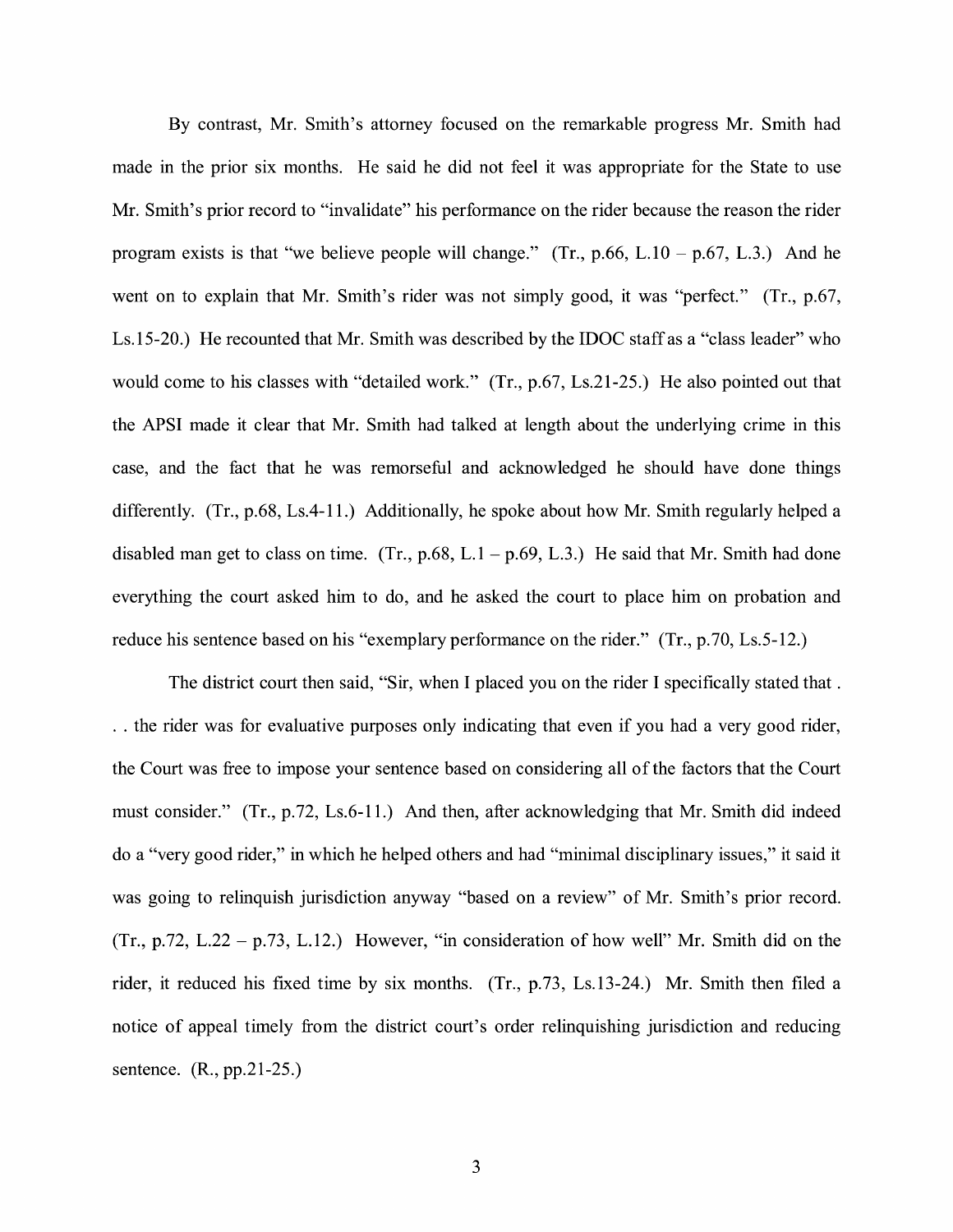By contrast, Mr. Smith's attorney focused on the remarkable progress Mr. Smith had made in the prior six months. He said he did not feel it was appropriate for the State to use Mr. Smith's prior record to "invalidate" his performance on the rider because the reason the rider program exists is that "we believe people will change." (Tr., p.66, L.10 – p.67, L.3.) And he went on to explain that Mr. Smith's rider was not simply good, it was "perfect." (Tr., p.67, Ls.15-20.) He recounted that Mr. Smith was described by the IDOC staff as a "class leader" who would come to his classes with "detailed work." (Tr., p.67, Ls.21-25.) He also pointed out that the APSI made it clear that Mr. Smith had talked at length about the underlying crime in this case, and the fact that he was remorseful and acknowledged he should have done things differently. (Tr., p.68, Ls.4-11.) Additionally, he spoke about how Mr. Smith regularly helped a disabled man get to class on time. (Tr., p.68, L.1 – p.69, L.3.) He said that Mr. Smith had done everything the court asked him to do, and he asked the court to place him on probation and reduce his sentence based on his "exemplary performance on the rider." (Tr., p.70, Ls.5-12.)

The district court then said, "Sir, when I placed you on the rider I specifically stated that . . . the rider was for evaluative purposes only indicating that even if you had a very good rider, the Court was free to impose your sentence based on considering all of the factors that the Court must consider." (Tr., p.72, Ls.6-11.) And then, after acknowledging that Mr. Smith did indeed do a "very good rider," in which he helped others and had "minimal disciplinary issues," it said it was going to relinquish jurisdiction anyway "based on a review" of Mr. Smith's prior record. (Tr., p.72, L.22 – p.73, L.12.) However, "in consideration of how well" Mr. Smith did on the rider, it reduced his fixed time by six months. (Tr., p.73, Ls.13-24.) Mr. Smith then filed a notice of appeal timely from the district court's order relinquishing jurisdiction and reducing sentence. (R., pp.21-25.)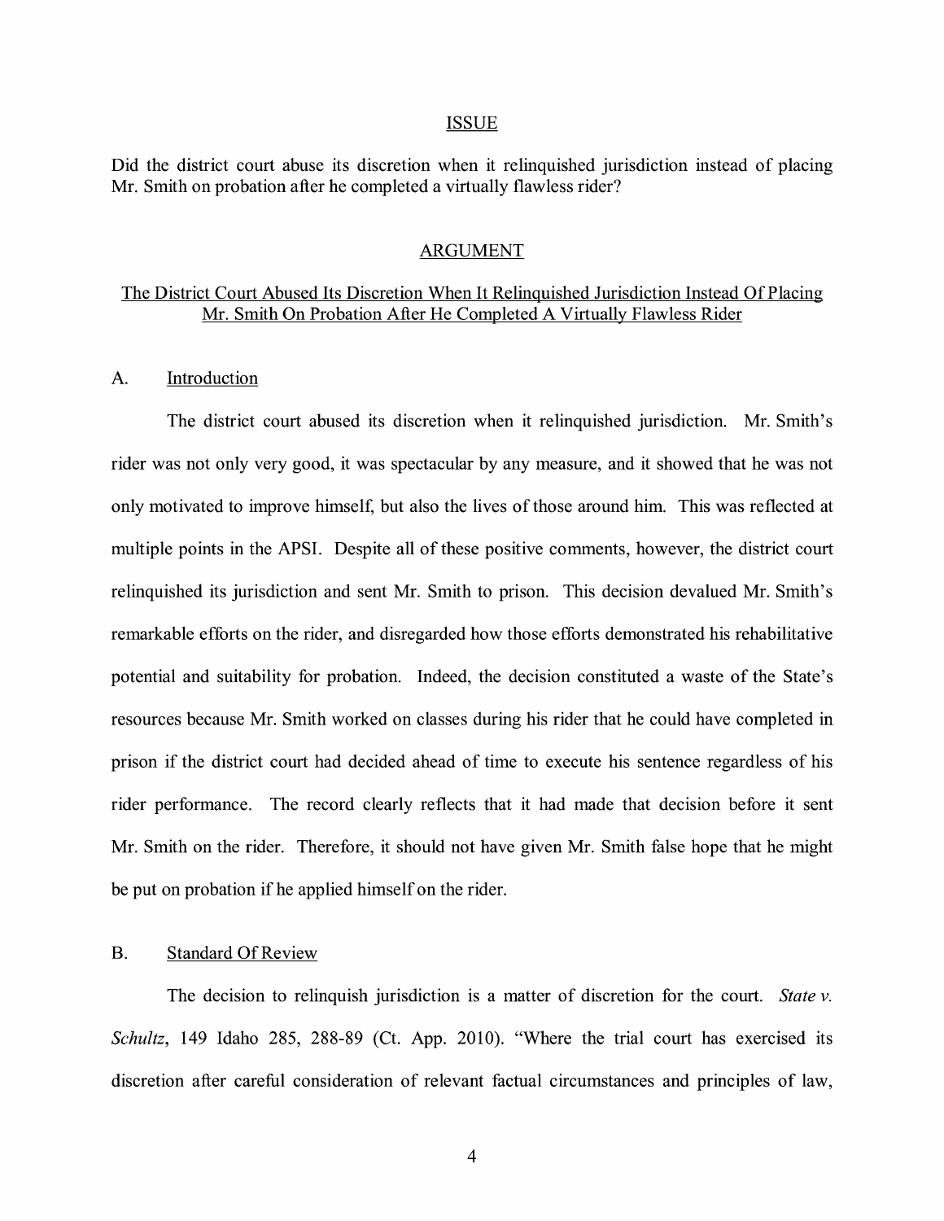## ISSUE

Did the district court abuse its discretion when it relinquished jurisdiction instead of placing Mr. Smith on probation after he completed a virtually flawless rider?

## ARGUMENT

### The District Court Abused Its Discretion When It Relinquished Jurisdiction Instead Of Placing Mr. Smith On Probation After He Completed A Virtually Flawless Rider

#### A. Introduction

The district court abused its discretion when it relinquished jurisdiction. Mr. Smith's rider was not only very good, it was spectacular by any measure, and it showed that he was not only motivated to improve himself, but also the lives of those around him. This was reflected at multiple points in the APSI. Despite all of these positive comments, however, the district court relinquished its jurisdiction and sent Mr. Smith to prison. This decision devalued Mr. Smith's remarkable efforts on the rider, and disregarded how those efforts demonstrated his rehabilitative potential and suitability for probation. Indeed, the decision constituted a waste of the State's resources because Mr. Smith worked on classes during his rider that he could have completed in prison if the district court had decided ahead of time to execute his sentence regardless of his rider performance. The record clearly reflects that it had made that decision before it sent Mr. Smith on the rider. Therefore, it should not have given Mr. Smith false hope that he might be put on probation if he applied himself on the rider.

#### B. Standard Of Review

The decision to relinquish jurisdiction is a matter of discretion for the court. *State v. Schultz*, 149 Idaho 285, 288-89 (Ct. App. 2010). "Where the trial court has exercised its discretion after careful consideration of relevant factual circumstances and principles of law,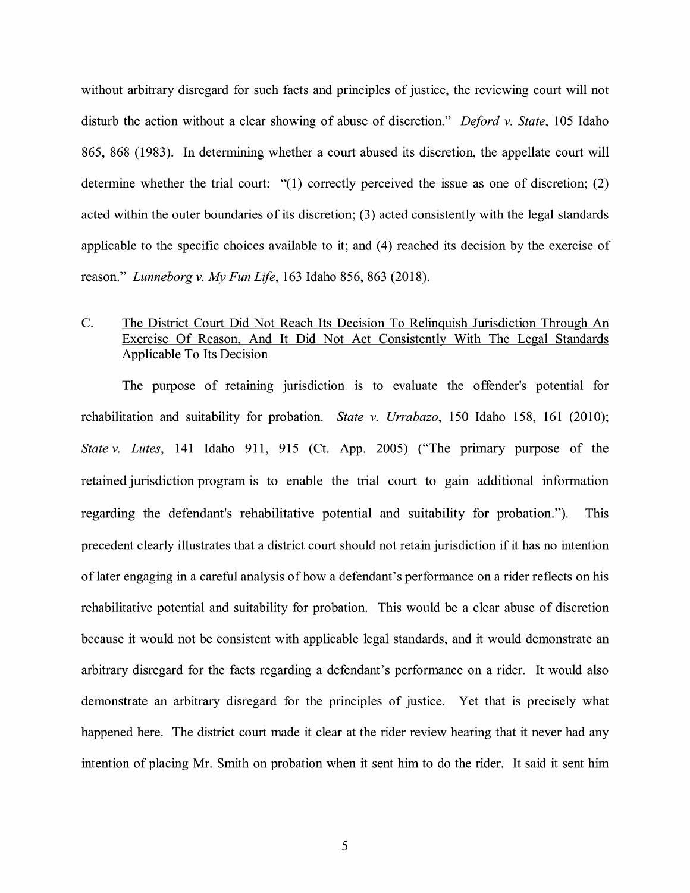without arbitrary disregard for such facts and principles of justice, the reviewing court will not disturb the action without a clear showing of abuse of discretion." *Deford v. State*, 105 Idaho 865, 868 (1983). In determining whether a court abused its discretion, the appellate court will determine whether the trial court: "(1) correctly perceived the issue as one of discretion; (2) acted within the outer boundaries of its discretion; (3) acted consistently with the legal standards applicable to the specific choices available to it; and (4) reached its decision by the exercise of reason." *Lunneborg v. My Fun Life*, 163 Idaho 856, 863 (2018).

### C. The District Court Did Not Reach Its Decision To Relinquish Jurisdiction Through An Exercise Of Reason, And It Did Not Act Consistently With The Legal Standards Applicable To Its Decision

The purpose of retaining jurisdiction is to evaluate the offender's potential for rehabilitation and suitability for probation. *State v. Urrabazo*, 150 Idaho 158, 161 (2010); *State v. Lutes*, 141 Idaho 911, 915 (Ct. App. 2005) ("The primary purpose of the retained jurisdiction program is to enable the trial court to gain additional information regarding the defendant's rehabilitative potential and suitability for probation."). This precedent clearly illustrates that a district court should not retain jurisdiction if it has no intention of later engaging in a careful analysis of how a defendant's performance on a rider reflects on his rehabilitative potential and suitability for probation. This would be a clear abuse of discretion because it would not be consistent with applicable legal standards, and it would demonstrate an arbitrary disregard for the facts regarding a defendant's performance on a rider. It would also demonstrate an arbitrary disregard for the principles of justice. Yet that is precisely what happened here. The district court made it clear at the rider review hearing that it never had any intention of placing Mr. Smith on probation when it sent him to do the rider. It said it sent him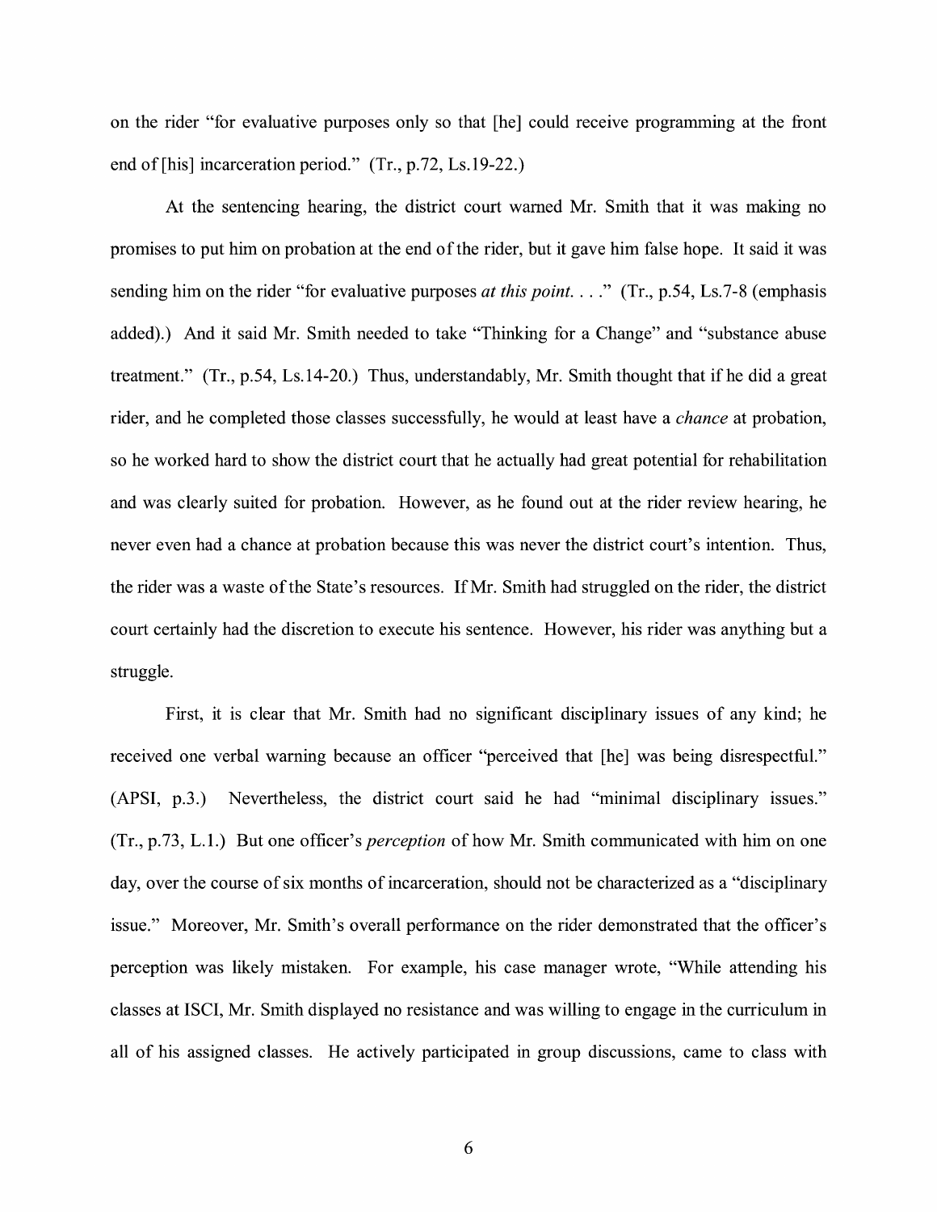on the rider "for evaluative purposes only so that [he] could receive programming at the front end of [his] incarceration period." (Tr., p.72, Ls.19-22.)

At the sentencing hearing, the district court warned Mr. Smith that it was making no promises to put him on probation at the end of the rider, but it gave him false hope. It said it was sending him on the rider "for evaluative purposes *at this point*. . . ." (Tr., p.54, Ls.7-8 (emphasis added).) And it said Mr. Smith needed to take "Thinking for a Change" and "substance abuse treatment." (Tr., p.54, Ls.14-20.) Thus, understandably, Mr. Smith thought that if he did a great rider, and he completed those classes successfully, he would at least have a *chance* at probation, so he worked hard to show the district court that he actually had great potential for rehabilitation and was clearly suited for probation. However, as he found out at the rider review hearing, he never even had a chance at probation because this was never the district court's intention. Thus, the rider was a waste of the State's resources. If Mr. Smith had struggled on the rider, the district court certainly had the discretion to execute his sentence. However, his rider was anything but a struggle.

First, it is clear that Mr. Smith had no significant disciplinary issues of any kind; he received one verbal warning because an officer "perceived that [he] was being disrespectful." (APSI, p.3.) Nevertheless, the district court said he had "minimal disciplinary issues." (Tr., p.73, L.1.) But one officer's *perception* of how Mr. Smith communicated with him on one day, over the course of six months of incarceration, should not be characterized as a "disciplinary issue." Moreover, Mr. Smith's overall performance on the rider demonstrated that the officer's perception was likely mistaken. For example, his case manager wrote, "While attending his classes at ISCI, Mr. Smith displayed no resistance and was willing to engage in the curriculum in all of his assigned classes. He actively participated in group discussions, came to class with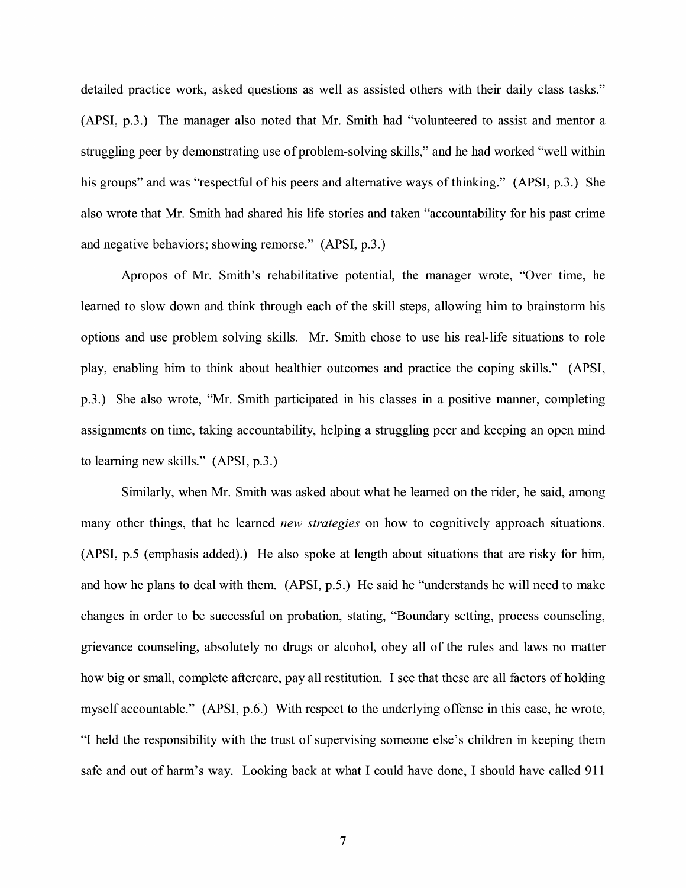detailed practice work, asked questions as well as assisted others with their daily class tasks." (APSI, p.3.) The manager also noted that Mr. Smith had "volunteered to assist and mentor a struggling peer by demonstrating use of problem-solving skills," and he had worked "well within his groups" and was "respectful of his peers and alternative ways of thinking." (APSI, p.3.) She also wrote that Mr. Smith had shared his life stories and taken "accountability for his past crime and negative behaviors; showing remorse." (APSI, p.3.)

Apropos of Mr. Smith's rehabilitative potential, the manager wrote, "Over time, he learned to slow down and think through each of the skill steps, allowing him to brainstorm his options and use problem solving skills. Mr. Smith chose to use his real-life situations to role play, enabling him to think about healthier outcomes and practice the coping skills." (APSI, p.3.) She also wrote, "Mr. Smith participated in his classes in a positive manner, completing assignments on time, taking accountability, helping a struggling peer and keeping an open mind to learning new skills." (APSI, p.3.)

Similarly, when Mr. Smith was asked about what he learned on the rider, he said, among many other things, that he learned *new strategies* on how to cognitively approach situations. (APSI, p.5 (emphasis added).) He also spoke at length about situations that are risky for him, and how he plans to deal with them. (APSI, p.5.) He said he "understands he will need to make changes in order to be successful on probation, stating, "Boundary setting, process counseling, grievance counseling, absolutely no drugs or alcohol, obey all of the rules and laws no matter how big or small, complete aftercare, pay all restitution. I see that these are all factors of holding myself accountable." (APSI, p.6.) With respect to the underlying offense in this case, he wrote, "I held the responsibility with the trust of supervising someone else's children in keeping them safe and out of harm's way. Looking back at what I could have done, I should have called 911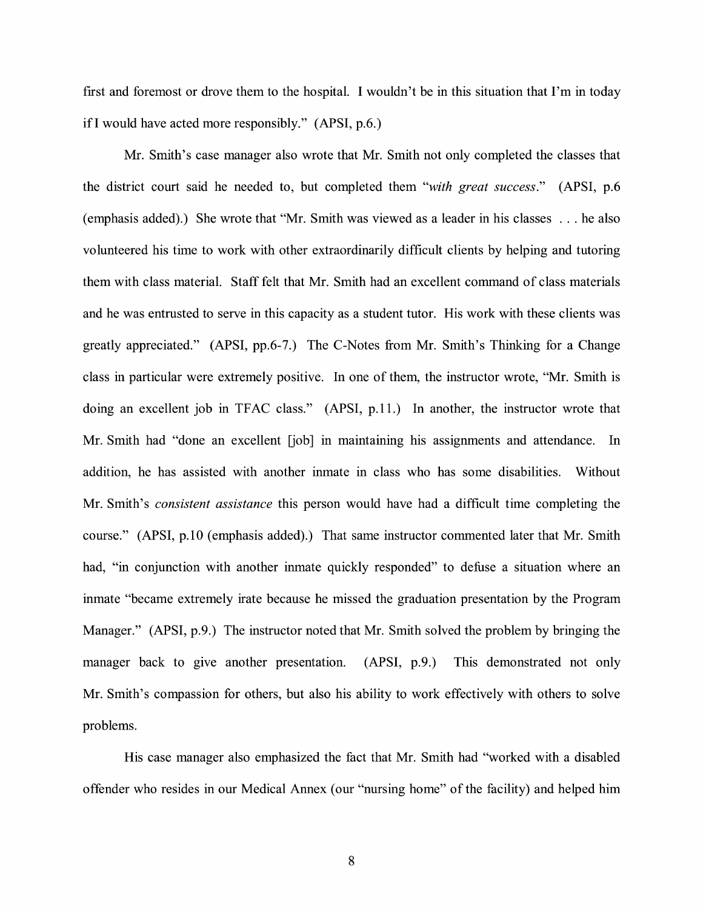first and foremost or drove them to the hospital. I wouldn't be in this situation that I'm in today if I would have acted more responsibly." (APSI, p.6.)

Mr. Smith's case manager also wrote that Mr. Smith not only completed the classes that the district court said he needed to, but completed them "*with great success*." (APSI, p.6 (emphasis added).) She wrote that "Mr. Smith was viewed as a leader in his classes . . . he also volunteered his time to work with other extraordinarily difficult clients by helping and tutoring them with class material. Staff felt that Mr. Smith had an excellent command of class materials and he was entrusted to serve in this capacity as a student tutor. His work with these clients was greatly appreciated." (APSI, pp.6-7.) The C-Notes from Mr. Smith's Thinking for a Change class in particular were extremely positive. In one of them, the instructor wrote, "Mr. Smith is doing an excellent job in TFAC class." (APSI, p.11.) In another, the instructor wrote that Mr. Smith had "done an excellent [job] in maintaining his assignments and attendance. In addition, he has assisted with another inmate in class who has some disabilities. Without Mr. Smith's *consistent assistance* this person would have had a difficult time completing the course." (APSI, p.10 (emphasis added).) That same instructor commented later that Mr. Smith had, "in conjunction with another inmate quickly responded" to defuse a situation where an inmate "became extremely irate because he missed the graduation presentation by the Program Manager." (APSI, p.9.) The instructor noted that Mr. Smith solved the problem by bringing the manager back to give another presentation. (APSI, p.9.) This demonstrated not only Mr. Smith's compassion for others, but also his ability to work effectively with others to solve problems.

His case manager also emphasized the fact that Mr. Smith had "worked with a disabled offender who resides in our Medical Annex (our "nursing home" of the facility) and helped him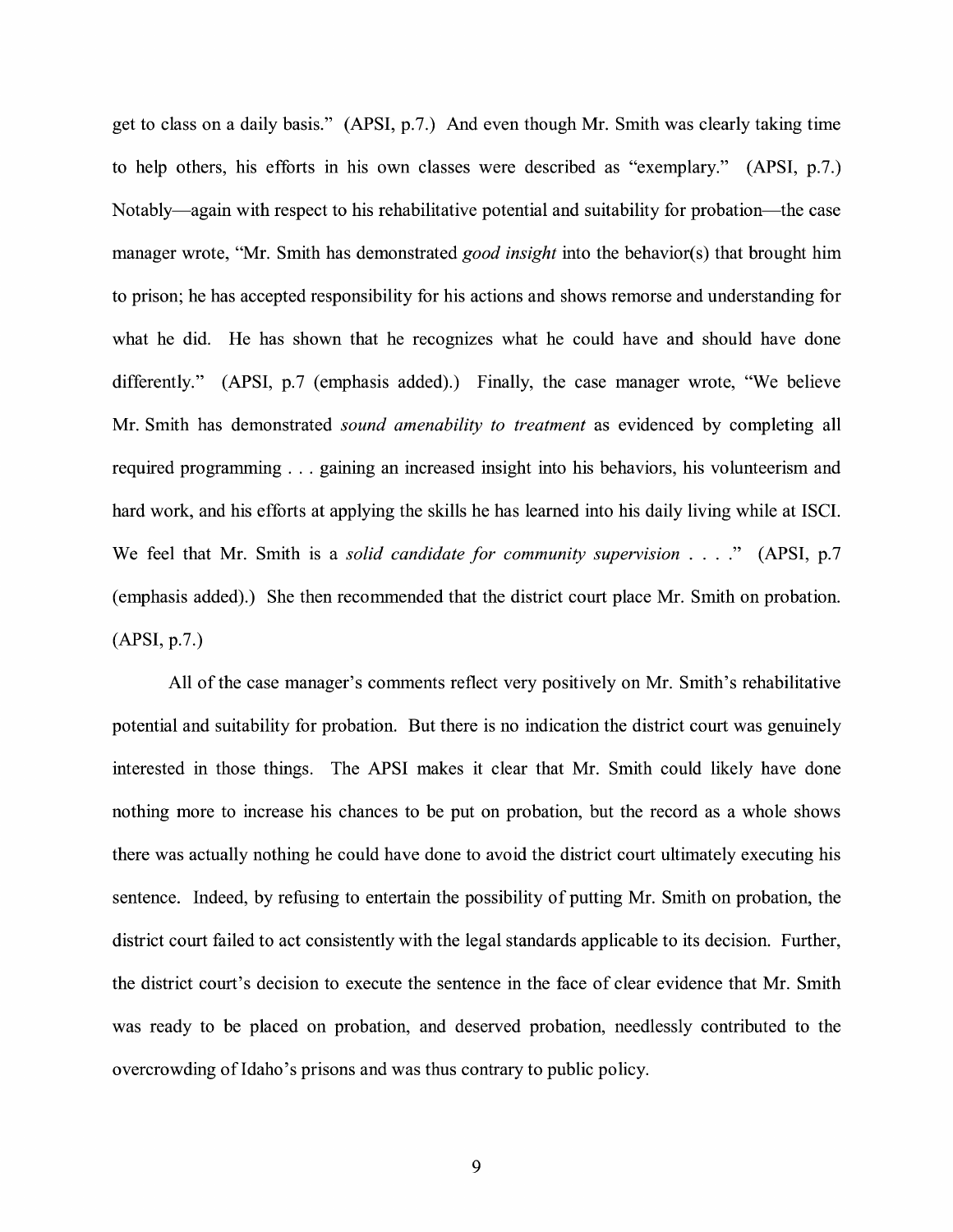get to class on a daily basis." (APSI, p.7.) And even though Mr. Smith was clearly taking time to help others, his efforts in his own classes were described as "exemplary." (APSI, p.7.) Notably—again with respect to his rehabilitative potential and suitability for probation—the case manager wrote, "Mr. Smith has demonstrated *good insight* into the behavior(s) that brought him to prison; he has accepted responsibility for his actions and shows remorse and understanding for what he did. He has shown that he recognizes what he could have and should have done differently." (APSI, p.7 (emphasis added).) Finally, the case manager wrote, "We believe Mr. Smith has demonstrated *sound amenability to treatment* as evidenced by completing all required programming . . . gaining an increased insight into his behaviors, his volunteerism and hard work, and his efforts at applying the skills he has learned into his daily living while at ISCI. We feel that Mr. Smith is a *solid candidate for community supervision* . . . ." (APSI, p.7 (emphasis added).) She then recommended that the district court place Mr. Smith on probation. (APSI, p.7.)

All of the case manager's comments reflect very positively on Mr. Smith's rehabilitative potential and suitability for probation. But there is no indication the district court was genuinely interested in those things. The APSI makes it clear that Mr. Smith could likely have done nothing more to increase his chances to be put on probation, but the record as a whole shows there was actually nothing he could have done to avoid the district court ultimately executing his sentence. Indeed, by refusing to entertain the possibility of putting Mr. Smith on probation, the district court failed to act consistently with the legal standards applicable to its decision. Further, the district court's decision to execute the sentence in the face of clear evidence that Mr. Smith was ready to be placed on probation, and deserved probation, needlessly contributed to the overcrowding of Idaho's prisons and was thus contrary to public policy.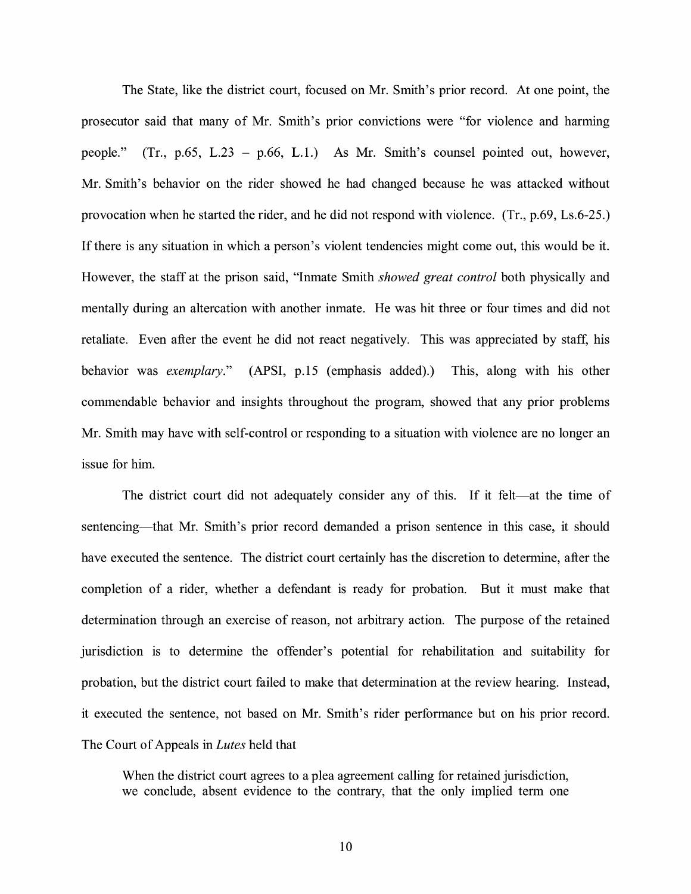The State, like the district court, focused on Mr. Smith's prior record. At one point, the prosecutor said that many of Mr. Smith's prior convictions were "for violence and harming people." (Tr., p.65, L.23 – p.66, L.1.) As Mr. Smith's counsel pointed out, however, Mr. Smith's behavior on the rider showed he had changed because he was attacked without provocation when he started the rider, and he did not respond with violence. (Tr., p.69, Ls.6-25.) If there is any situation in which a person's violent tendencies might come out, this would be it. However, the staff at the prison said, "Inmate Smith *showed great control* both physically and mentally during an altercation with another inmate. He was hit three or four times and did not retaliate. Even after the event he did not react negatively. This was appreciated by staff, his behavior was *exemplary*." (APSI, p.15 (emphasis added).) This, along with his other commendable behavior and insights throughout the program, showed that any prior problems Mr. Smith may have with self-control or responding to a situation with violence are no longer an issue for him.

The district court did not adequately consider any of this. If it felt—at the time of sentencing—that Mr. Smith's prior record demanded a prison sentence in this case, it should have executed the sentence. The district court certainly has the discretion to determine, after the completion of a rider, whether a defendant is ready for probation. But it must make that determination through an exercise of reason, not arbitrary action. The purpose of the retained jurisdiction is to determine the offender's potential for rehabilitation and suitability for probation, but the district court failed to make that determination at the review hearing. Instead, it executed the sentence, not based on Mr. Smith's rider performance but on his prior record. The Court of Appeals in *Lutes* held that

> When the district court agrees to a plea agreement calling for retained jurisdiction, we conclude, absent evidence to the contrary, that the only implied term one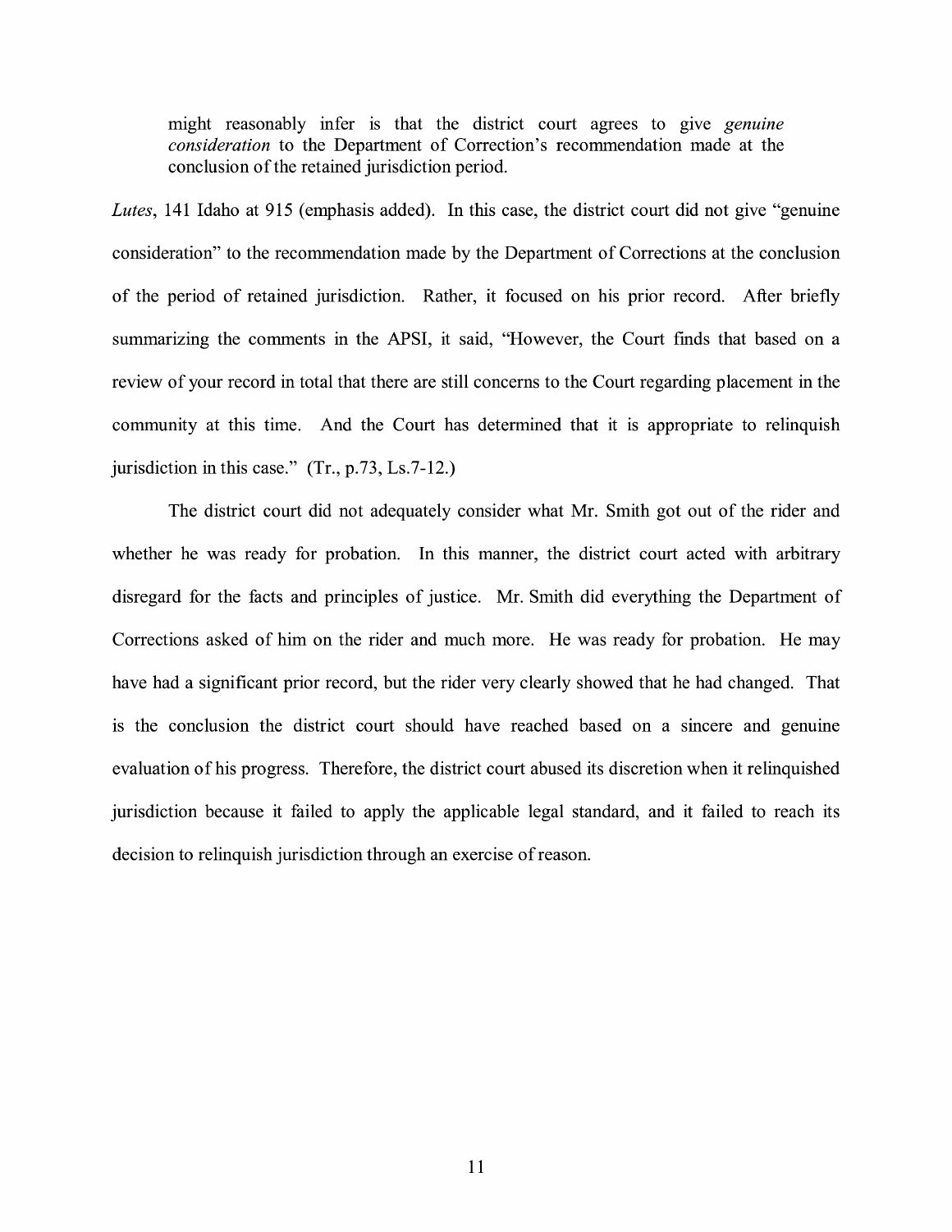> might reasonably infer is that the district court agrees to give *genuine consideration* to the Department of Correction's recommendation made at the conclusion of the retained jurisdiction period.

*Lutes*, 141 Idaho at 915 (emphasis added). In this case, the district court did not give "genuine consideration" to the recommendation made by the Department of Corrections at the conclusion of the period of retained jurisdiction. Rather, it focused on his prior record. After briefly summarizing the comments in the APSI, it said, "However, the Court finds that based on a review of your record in total that there are still concerns to the Court regarding placement in the community at this time. And the Court has determined that it is appropriate to relinquish jurisdiction in this case." (Tr., p.73, Ls.7-12.)

The district court did not adequately consider what Mr. Smith got out of the rider and whether he was ready for probation. In this manner, the district court acted with arbitrary disregard for the facts and principles of justice. Mr. Smith did everything the Department of Corrections asked of him on the rider and much more. He was ready for probation. He may have had a significant prior record, but the rider very clearly showed that he had changed. That is the conclusion the district court should have reached based on a sincere and genuine evaluation of his progress. Therefore, the district court abused its discretion when it relinquished jurisdiction because it failed to apply the applicable legal standard, and it failed to reach its decision to relinquish jurisdiction through an exercise of reason.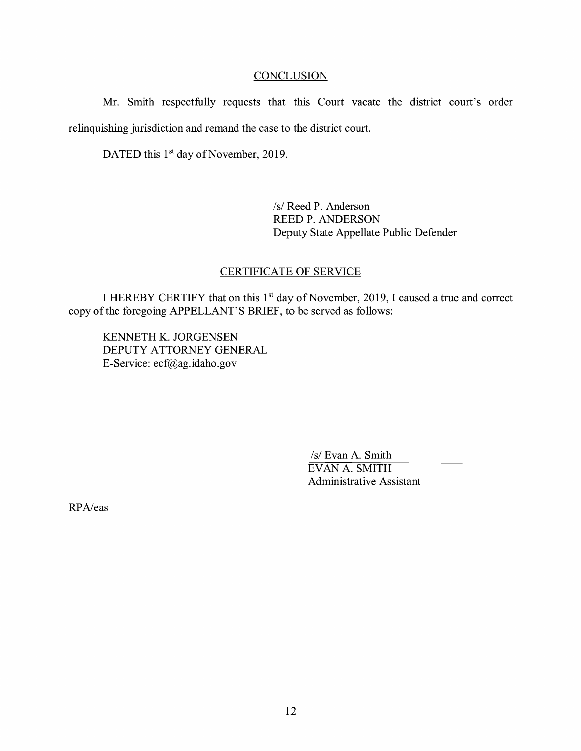## CONCLUSION

Mr. Smith respectfully requests that this Court vacate the district court's order relinquishing jurisdiction and remand the case to the district court.

DATED this 1st day of November, 2019.

/s/ Reed P. Anderson
REED P. ANDERSON
Deputy State Appellate Public Defender

## CERTIFICATE OF SERVICE

I HEREBY CERTIFY that on this 1st day of November, 2019, I caused a true and correct copy of the foregoing APPELLANT'S BRIEF, to be served as follows:

KENNETH K. JORGENSEN
DEPUTY ATTORNEY GENERAL
E-Service: ecf@ag.idaho.gov

/s/ Evan A. Smith
EVAN A. SMITH
Administrative Assistant

RPA/eas